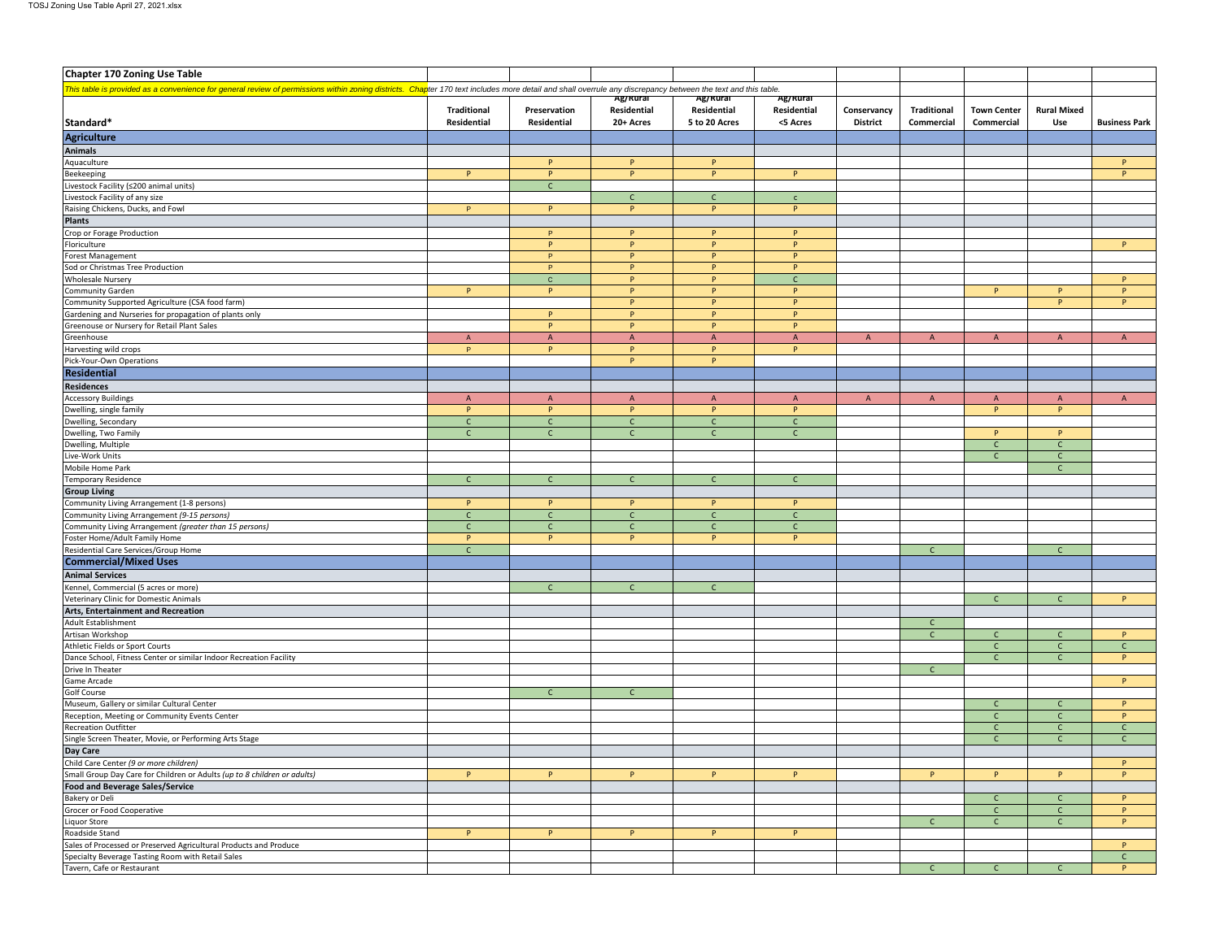| Chapter 170 Zoning Use Table | | | | | | | | | | |
|---|---|---|---|---|---|---|---|---|---|---|
| *This table is provided as a convenience for general review of permissions within zoning districts. Chapter 170 text includes more detail and shall overrule any discrepancy between the text and this table.* | | | | | | | | | | |
| **Standard*** | **Traditional Residential** | **Preservation Residential** | **Ag/Rural Residential 20+ Acres** | **Ag/Rural Residential 5 to 20 Acres** | **Ag/Rural Residential <5 Acres** | **Conservancy District** | **Traditional Commercial** | **Town Center Commercial** | **Rural Mixed Use** | **Business Park** |
| **Agriculture** | | | | | | | | | | |
| **Animals** | | | | | | | | | | |
| Aquaculture | | P | P | P | | | | | | P |
| Beekeeping | P | P | P | P | P | | | | | P |
| Livestock Facility (≤200 animal units) | | C | | | | | | | | |
| Livestock Facility of any size | | | C | C | c | | | | | |
| Raising Chickens, Ducks, and Fowl | P | P | P | P | P | | | | | |
| **Plants** | | | | | | | | | | |
| Crop or Forage Production | | P | P | P | P | | | | | |
| Floriculture | | P | P | P | P | | | | | P |
| Forest Management | | P | P | P | P | | | | | |
| Sod or Christmas Tree Production | | P | P | P | P | | | | | |
| Wholesale Nursery | | C | P | P | C | | | | | P |
| Community Garden | P | P | P | P | P | | | P | P | P |
| Community Supported Agriculture (CSA food farm) | | | P | P | P | | | | P | P |
| Gardening and Nurseries for propagation of plants only | | P | P | P | P | | | | | |
| Greenhouse or Nursery for Retail Plant Sales | | P | P | P | P | | | | | |
| Greenhouse | A | A | A | A | A | A | A | A | A | A |
| Harvesting wild crops | P | P | P | P | P | | | | | |
| Pick-Your-Own Operations | | | P | P | | | | | | |
| **Residential** | | | | | | | | | | |
| **Residences** | | | | | | | | | | |
| Accessory Buildings | A | A | A | A | A | A | A | A | A | A |
| Dwelling, single family | P | P | P | P | P | | | P | P | |
| Dwelling, Secondary | C | C | C | C | C | | | | | |
| Dwelling, Two Family | C | C | C | C | C | | | P | P | |
| Dwelling, Multiple | | | | | | | | C | C | |
| Live-Work Units | | | | | | | | C | C | |
| Mobile Home Park | | | | | | | | | C | |
| Temporary Residence | C | C | C | C | C | | | | | |
| **Group Living** | | | | | | | | | | |
| Community Living Arrangement (1-8 persons) | P | P | P | P | P | | | | | |
| Community Living Arrangement *(9-15 persons)* | C | C | C | C | C | | | | | |
| Community Living Arrangement *(greater than 15 persons)* | C | C | C | C | C | | | | | |
| Foster Home/Adult Family Home | P | P | P | P | P | | | | | |
| Residential Care Services/Group Home | C | | | | | | C | | C | |
| **Commercial/Mixed Uses** | | | | | | | | | | |
| **Animal Services** | | | | | | | | | | |
| Kennel, Commercial (5 acres or more) | | C | C | C | | | | | | |
| Veterinary Clinic for Domestic Animals | | | | | | | | C | C | P |
| **Arts, Entertainment and Recreation** | | | | | | | | | | |
| Adult Establishment | | | | | | | C | | | |
| Artisan Workshop | | | | | | | C | C | C | P |
| Athletic Fields or Sport Courts | | | | | | | | C | C | C |
| Dance School, Fitness Center or similar Indoor Recreation Facility | | | | | | | | C | C | P |
| Drive In Theater | | | | | | | C | | | |
| Game Arcade | | | | | | | | | | P |
| Golf Course | | C | C | | | | | | | |
| Museum, Gallery or similar Cultural Center | | | | | | | | C | C | P |
| Reception, Meeting or Community Events Center | | | | | | | | C | C | P |
| Recreation Outfitter | | | | | | | | C | C | C |
| Single Screen Theater, Movie, or Performing Arts Stage | | | | | | | | C | C | C |
| **Day Care** | | | | | | | | | | |
| Child Care Center *(9 or more children)* | | | | | | | | | | P |
| Small Group Day Care for Children or Adults *(up to 8 children or adults)* | P | P | P | P | P | | P | P | P | P |
| **Food and Beverage Sales/Service** | | | | | | | | | | |
| Bakery or Deli | | | | | | | | C | C | P |
| Grocer or Food Cooperative | | | | | | | | C | C | P |
| Liquor Store | | | | | | | C | C | C | P |
| Roadside Stand | P | P | P | P | P | | | | | |
| Sales of Processed or Preserved Agricultural Products and Produce | | | | | | | | | | P |
| Specialty Beverage Tasting Room with Retail Sales | | | | | | | | | | C |
| Tavern, Cafe or Restaurant | | | | | | | C | C | C | P |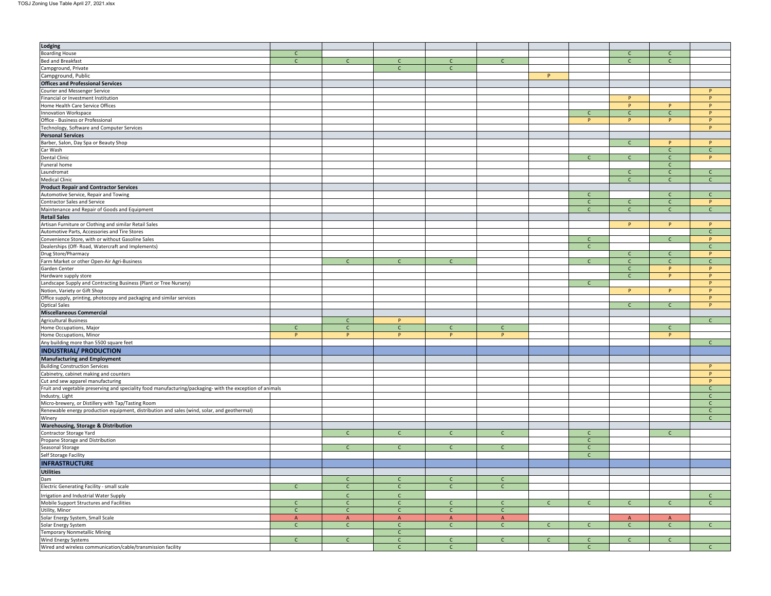| **Lodging** | | | | | | | | | | |
|---|---|---|---|---|---|---|---|---|---|---|
| Boarding House | C | | | | | | | C | C | |
| Bed and Breakfast | C | C | C | C | C | | | C | C | |
| Campground, Private | | | C | C | | | | | | |
| Campground, Public | | | | | | P | | | | |
| **Offices and Professional Services** | | | | | | | | | | |
| Courier and Messenger Service | | | | | | | | | | P |
| Financial or Investment Institution | | | | | | | | P | | P |
| Home Health Care Service Offices | | | | | | | | P | P | P |
| Innovation Workspace | | | | | | | C | C | C | P |
| Office - Business or Professional | | | | | | | P | P | P | P |
| Technology, Software and Computer Services | | | | | | | | | | P |
| **Personal Services** | | | | | | | | | | |
| Barber, Salon, Day Spa or Beauty Shop | | | | | | | | C | P | P |
| Car Wash | | | | | | | | | C | C |
| Dental Clinic | | | | | | | C | C | C | P |
| Funeral home | | | | | | | | | C | |
| Laundromat | | | | | | | | C | C | C |
| Medical Clinic | | | | | | | | C | C | C |
| **Product Repair and Contractor Services** | | | | | | | | | | |
| Automotive Service, Repair and Towing | | | | | | | C | | C | C |
| Contractor Sales and Service | | | | | | | C | C | C | P |
| Maintenance and Repair of Goods and Equipment | | | | | | | C | C | C | C |
| **Retail Sales** | | | | | | | | | | |
| Artisan Furniture or Clothing and similar Retail Sales | | | | | | | | P | P | P |
| Automotive Parts, Accessories and Tire Stores | | | | | | | | | | C |
| Convenience Store, with or without Gasoline Sales | | | | | | | C | | C | P |
| Dealerships (Off- Road, Watercraft and Implements) | | | | | | | C | | | C |
| Drug Store/Pharmacy | | | | | | | | C | C | P |
| Farm Market or other Open-Air Agri-Business | | C | C | C | | | C | C | C | C |
| Garden Center | | | | | | | | C | P | P |
| Hardware supply store | | | | | | | | C | P | P |
| Landscape Supply and Contracting Business (Plant or Tree Nursery) | | | | | | | C | | | P |
| Notion, Variety or Gift Shop | | | | | | | | P | P | P |
| Office supply, printing, photocopy and packaging and similar services | | | | | | | | | | P |
| Optical Sales | | | | | | | | C | C | P |
| **Miscellaneous Commercial** | | | | | | | | | | |
| Agricultural Business | | C | P | | | | | | | C |
| Home Occupations, Major | C | C | C | C | C | | | | C | |
| Home Occupations, Minor | P | P | P | P | P | | | | P | |
| Any building more than 5500 square feet | | | | | | | | | | C |
| **INDUSTRIAL/ PRODUCTION** | | | | | | | | | | |
| **Manufacturing and Employment** | | | | | | | | | | |
| Building Construction Services | | | | | | | | | | P |
| Cabinetry, cabinet making and counters | | | | | | | | | | P |
| Cut and sew apparel manufacturing | | | | | | | | | | P |
| Fruit and vegetable preserving and speciality food manufacturing/packaging- with the exception of animals | | | | | | | | | | C |
| Industry, Light | | | | | | | | | | C |
| Micro-brewery, or Distillery with Tap/Tasting Room | | | | | | | | | | C |
| Renewable energy production equipment, distribution and sales (wind, solar, and geothermal) | | | | | | | | | | C |
| Winery | | | | | | | | | | C |
| **Warehousing, Storage & Distribution** | | | | | | | | | | |
| Contractor Storage Yard | | C | C | C | C | | C | | C | |
| Propane Storage and Distribution | | | | | | | C | | | |
| Seasonal Storage | | C | C | C | C | | C | | | |
| Self Storage Facility | | | | | | | C | | | |
| **INFRASTRUCTURE** | | | | | | | | | | |
| **Utilities** | | | | | | | | | | |
| Dam | | C | C | C | C | | | | | |
| Electric Generating Facility - small scale | C | C | C | C | C | | | | | |
| Irrigation and Industrial Water Supply | | C | C | | | | | | | C |
| Mobile Support Structures and Facilities | C | C | C | C | C | C | C | C | C | C |
| Utility, Minor | C | C | C | C | C | | | | | |
| Solar Energy System, Small Scale | A | A | A | A | A | | | A | A | |
| Solar Energy System | C | C | C | C | C | C | C | C | C | C |
| Temporary Nonmetallic Mining | | | C | | | | | | | |
| Wind Energy Systems | C | C | C | C | C | C | C | C | C | |
| Wired and wireless communication/cable/transmission facility | | | C | C | | | C | | | C |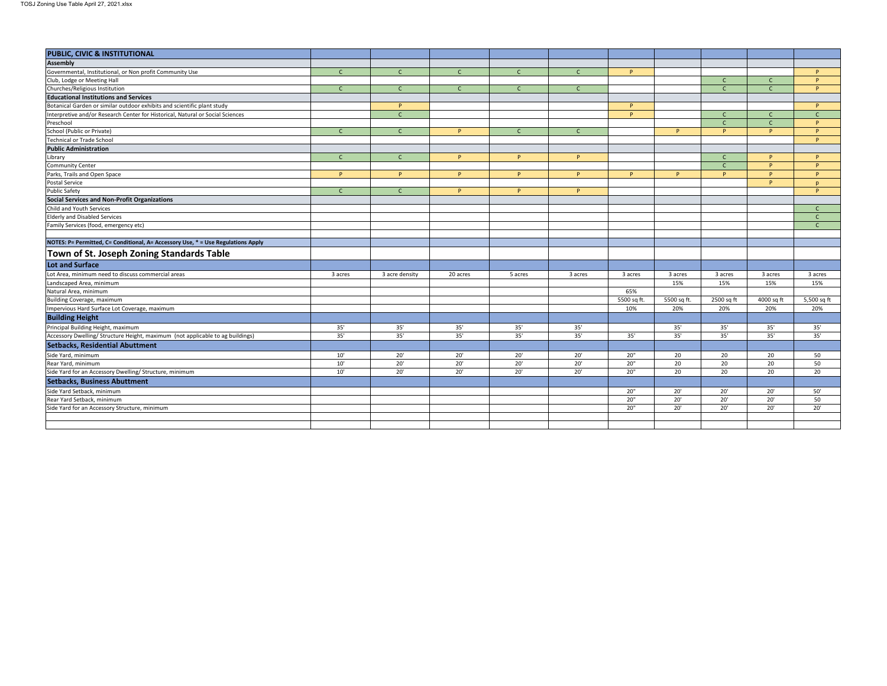| | | | | | | | | | | |
|---|---|---|---|---|---|---|---|---|---|---|
| **PUBLIC, CIVIC & INSTITUTIONAL** | | | | | | | | | | |
| **Assembly** | | | | | | | | | | |
| Governmental, Institutional, or Non profit Community Use | C | C | C | C | C | P | | | | P |
| Club, Lodge or Meeting Hall | | | | | | | | C | C | P |
| Churches/Religious Institution | C | C | C | C | C | | | C | C | P |
| **Educational Institutions and Services** | | | | | | | | | | |
| Botanical Garden or similar outdoor exhibits and scientific plant study | | P | | | | P | | | | P |
| Interpretive and/or Research Center for Historical, Natural or Social Sciences | | C | | | | P | | C | C | C |
| Preschool | | | | | | | | C | C | P |
| School (Public or Private) | C | C | P | C | C | | P | P | P | P |
| Technical or Trade School | | | | | | | | | | P |
| **Public Administration** | | | | | | | | | | |
| Library | C | C | P | P | P | | | C | P | P |
| Community Center | | | | | | | | C | P | P |
| Parks, Trails and Open Space | P | P | P | P | P | P | P | P | P | P |
| Postal Service | | | | | | | | | P | p |
| Public Safety | C | C | P | P | P | | | | | P |
| **Social Services and Non-Profit Organizations** | | | | | | | | | | |
| Child and Youth Services | | | | | | | | | | C |
| Elderly and Disabled Services | | | | | | | | | | C |
| Family Services (food, emergency etc) | | | | | | | | | | C |

**NOTES: P= Permitted, C= Conditional, A= Accessory Use, * = Use Regulations Apply**

## Town of St. Joseph Zoning Standards Table

| | | | | | | | | | | |
|---|---|---|---|---|---|---|---|---|---|---|
| **Lot and Surface** | | | | | | | | | | |
| Lot Area, minimum need to discuss commercial areas | 3 acres | 3 acre density | 20 acres | 5 acres | 3 acres | 3 acres | 3 acres | 3 acres | 3 acres | 3 acres |
| Landscaped Area, minimum | | | | | | | 15% | 15% | 15% | 15% |
| Natural Area, minimum | | | | | | 65% | | | | |
| Building Coverage, maximum | | | | | | 5500 sq ft. | 5500 sq ft. | 2500 sq ft | 4000 sq ft | 5,500 sq ft |
| Impervious Hard Surface Lot Coverage, maximum | | | | | | 10% | 20% | 20% | 20% | 20% |
| **Building Height** | | | | | | | | | | |
| Principal Building Height, maximum | 35' | 35' | 35' | 35' | 35' | | 35' | 35' | 35' | 35' |
| Accessory Dwelling/ Structure Height, maximum (not applicable to ag buildings) | 35' | 35' | 35' | 35' | 35' | 35' | 35' | 35' | 35' | 35' |
| **Setbacks, Residential Abuttment** | | | | | | | | | | |
| Side Yard, minimum | 10' | 20' | 20' | 20' | 20' | 20" | 20 | 20 | 20 | 50 |
| Rear Yard, minimum | 10' | 20' | 20' | 20' | 20' | 20" | 20 | 20 | 20 | 50 |
| Side Yard for an Accessory Dwelling/ Structure, minimum | 10' | 20' | 20' | 20' | 20' | 20" | 20 | 20 | 20 | 20 |
| **Setbacks, Business Abuttment** | | | | | | | | | | |
| Side Yard Setback, minimum | | | | | | 20" | 20' | 20' | 20' | 50' |
| Rear Yard Setback, minimum | | | | | | 20" | 20' | 20' | 20' | 50 |
| Side Yard for an Accessory Structure, minimum | | | | | | 20" | 20' | 20' | 20' | 20' |